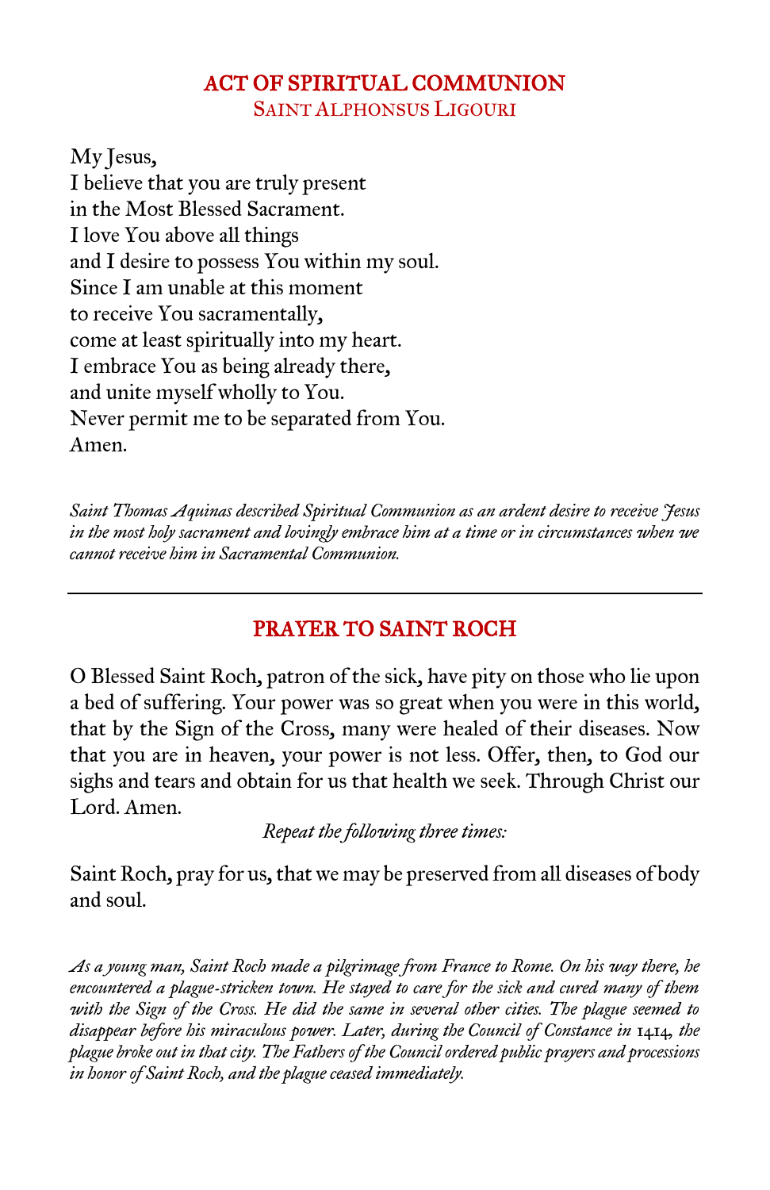## ACT OF SPIRITUAL COMMUNION

Saint Alphonsus Ligouri

My Jesus,
I believe that you are truly present
in the Most Blessed Sacrament.
I love You above all things
and I desire to possess You within my soul.
Since I am unable at this moment
to receive You sacramentally,
come at least spiritually into my heart.
I embrace You as being already there,
and unite myself wholly to You.
Never permit me to be separated from You.
Amen.

*Saint Thomas Aquinas described Spiritual Communion as an ardent desire to receive Jesus in the most holy sacrament and lovingly embrace him at a time or in circumstances when we cannot receive him in Sacramental Communion.*

---

## PRAYER TO SAINT ROCH

O Blessed Saint Roch, patron of the sick, have pity on those who lie upon a bed of suffering. Your power was so great when you were in this world, that by the Sign of the Cross, many were healed of their diseases. Now that you are in heaven, your power is not less. Offer, then, to God our sighs and tears and obtain for us that health we seek. Through Christ our Lord. Amen.

*Repeat the following three times:*

Saint Roch, pray for us, that we may be preserved from all diseases of body and soul.

*As a young man, Saint Roch made a pilgrimage from France to Rome. On his way there, he encountered a plague-stricken town. He stayed to care for the sick and cured many of them with the Sign of the Cross. He did the same in several other cities. The plague seemed to disappear before his miraculous power. Later, during the Council of Constance in 1414, the plague broke out in that city. The Fathers of the Council ordered public prayers and processions in honor of Saint Roch, and the plague ceased immediately.*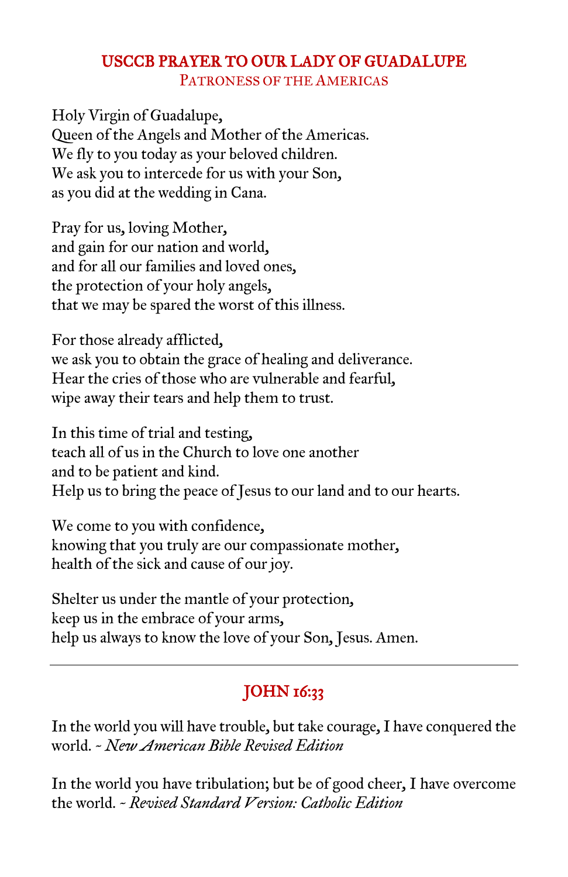## USCCB PRAYER TO OUR LADY OF GUADALUPE

### PATRONESS OF THE AMERICAS

Holy Virgin of Guadalupe,
Queen of the Angels and Mother of the Americas.
We fly to you today as your beloved children.
We ask you to intercede for us with your Son,
as you did at the wedding in Cana.

Pray for us, loving Mother,
and gain for our nation and world,
and for all our families and loved ones,
the protection of your holy angels,
that we may be spared the worst of this illness.

For those already afflicted,
we ask you to obtain the grace of healing and deliverance.
Hear the cries of those who are vulnerable and fearful,
wipe away their tears and help them to trust.

In this time of trial and testing,
teach all of us in the Church to love one another
and to be patient and kind.
Help us to bring the peace of Jesus to our land and to our hearts.

We come to you with confidence,
knowing that you truly are our compassionate mother,
health of the sick and cause of our joy.

Shelter us under the mantle of your protection,
keep us in the embrace of your arms,
help us always to know the love of your Son, Jesus. Amen.

---

## JOHN 16:33

In the world you will have trouble, but take courage, I have conquered the world. ~ *New American Bible Revised Edition*

In the world you have tribulation; but be of good cheer, I have overcome the world. ~ *Revised Standard Version: Catholic Edition*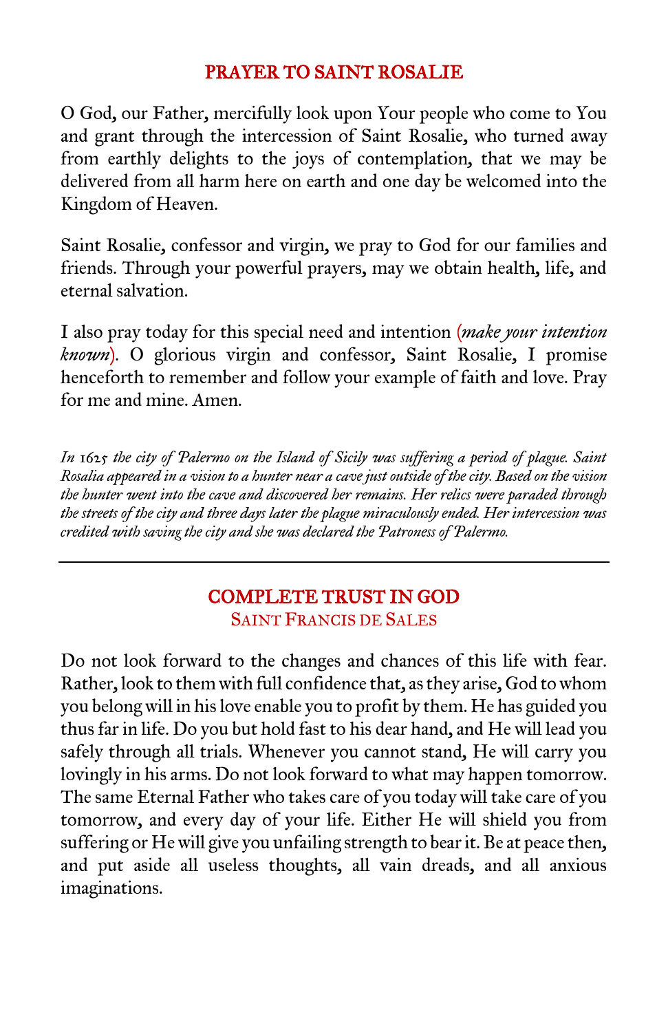## PRAYER TO SAINT ROSALIE

O God, our Father, mercifully look upon Your people who come to You and grant through the intercession of Saint Rosalie, who turned away from earthly delights to the joys of contemplation, that we may be delivered from all harm here on earth and one day be welcomed into the Kingdom of Heaven.

Saint Rosalie, confessor and virgin, we pray to God for our families and friends. Through your powerful prayers, may we obtain health, life, and eternal salvation.

I also pray today for this special need and intention (*make your intention known*). O glorious virgin and confessor, Saint Rosalie, I promise henceforth to remember and follow your example of faith and love. Pray for me and mine. Amen.

*In 1625 the city of Palermo on the Island of Sicily was suffering a period of plague. Saint Rosalia appeared in a vision to a hunter near a cave just outside of the city. Based on the vision the hunter went into the cave and discovered her remains. Her relics were paraded through the streets of the city and three days later the plague miraculously ended. Her intercession was credited with saving the city and she was declared the Patroness of Palermo.*

---

## COMPLETE TRUST IN GOD

### Saint Francis de Sales

Do not look forward to the changes and chances of this life with fear. Rather, look to them with full confidence that, as they arise, God to whom you belong will in his love enable you to profit by them. He has guided you thus far in life. Do you but hold fast to his dear hand, and He will lead you safely through all trials. Whenever you cannot stand, He will carry you lovingly in his arms. Do not look forward to what may happen tomorrow. The same Eternal Father who takes care of you today will take care of you tomorrow, and every day of your life. Either He will shield you from suffering or He will give you unfailing strength to bear it. Be at peace then, and put aside all useless thoughts, all vain dreads, and all anxious imaginations.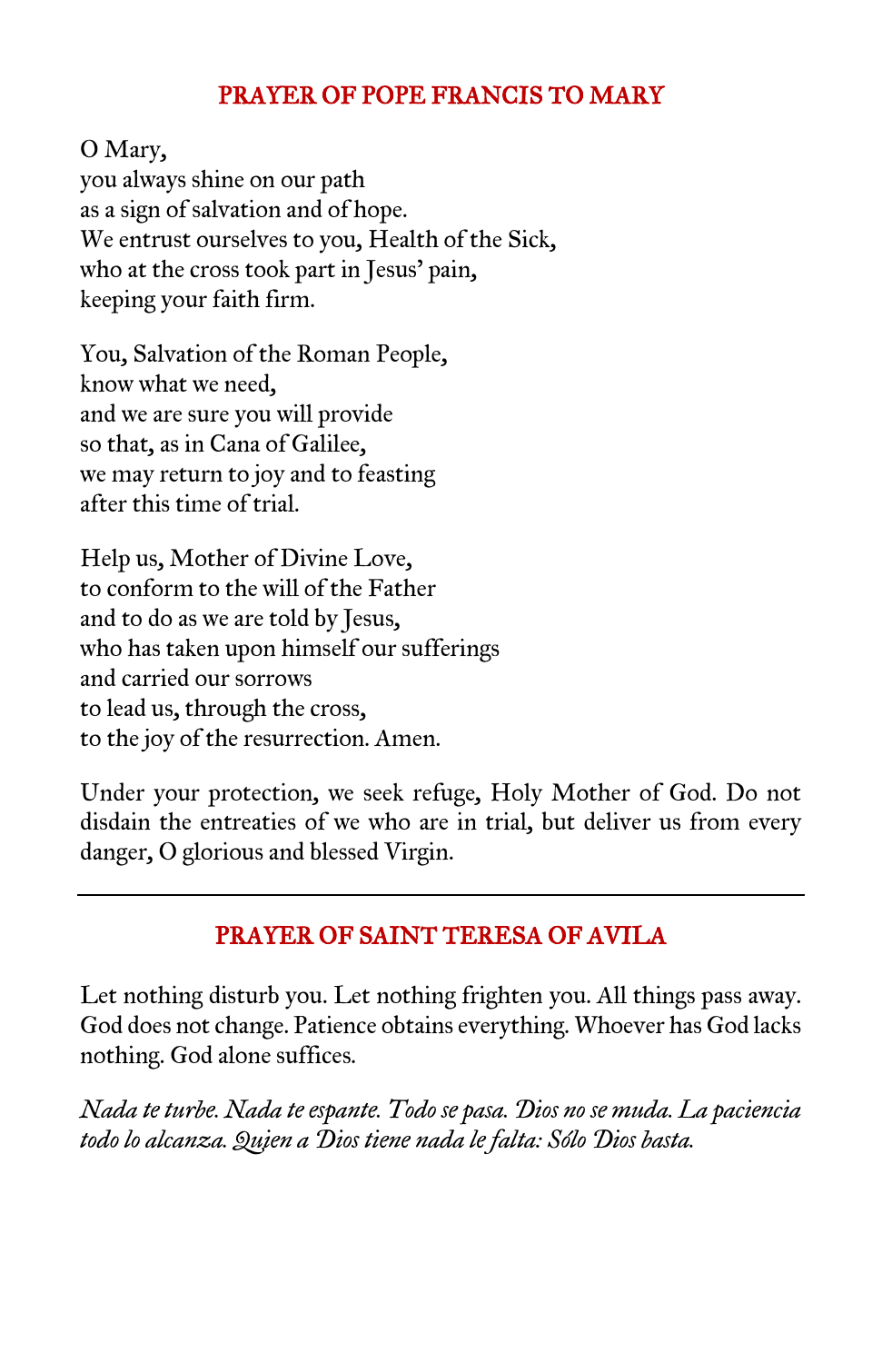## PRAYER OF POPE FRANCIS TO MARY

O Mary,
you always shine on our path
as a sign of salvation and of hope.
We entrust ourselves to you, Health of the Sick,
who at the cross took part in Jesus' pain,
keeping your faith firm.

You, Salvation of the Roman People,
know what we need,
and we are sure you will provide
so that, as in Cana of Galilee,
we may return to joy and to feasting
after this time of trial.

Help us, Mother of Divine Love,
to conform to the will of the Father
and to do as we are told by Jesus,
who has taken upon himself our sufferings
and carried our sorrows
to lead us, through the cross,
to the joy of the resurrection. Amen.

Under your protection, we seek refuge, Holy Mother of God. Do not disdain the entreaties of we who are in trial, but deliver us from every danger, O glorious and blessed Virgin.

---

## PRAYER OF SAINT TERESA OF AVILA

Let nothing disturb you. Let nothing frighten you. All things pass away. God does not change. Patience obtains everything. Whoever has God lacks nothing. God alone suffices.

*Nada te turbe. Nada te espante. Todo se pasa. Dios no se muda. La paciencia todo lo alcanza. Quien a Dios tiene nada le falta: Sólo Dios basta.*